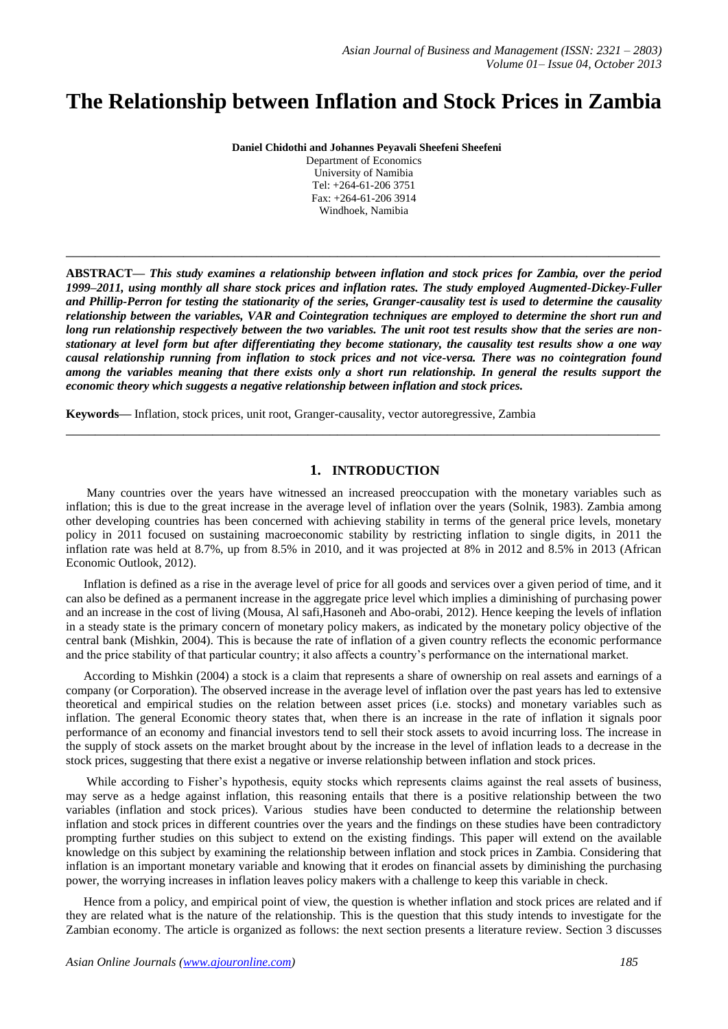# The Relationship between Inflation and Stock Prices in Zambia

**Daniel Chidothi and Johannes Peyavali Sheefeni Sheefeni**

Department of Economics
University of Namibia
Tel: +264-61-206 3751
Fax: +264-61-206 3914
Windhoek, Namibia

---

**ABSTRACT—** ***This study examines a relationship between inflation and stock prices for Zambia, over the period 1999–2011, using monthly all share stock prices and inflation rates. The study employed Augmented-Dickey-Fuller and Phillip-Perron for testing the stationarity of the series, Granger-causality test is used to determine the causality relationship between the variables, VAR and Cointegration techniques are employed to determine the short run and long run relationship respectively between the two variables. The unit root test results show that the series are non-stationary at level form but after differentiating they become stationary, the causality test results show a one way causal relationship running from inflation to stock prices and not vice-versa. There was no cointegration found among the variables meaning that there exists only a short run relationship. In general the results support the economic theory which suggests a negative relationship between inflation and stock prices.***

**Keywords—** Inflation, stock prices, unit root, Granger-causality, vector autoregressive, Zambia

---

## 1. INTRODUCTION

Many countries over the years have witnessed an increased preoccupation with the monetary variables such as inflation; this is due to the great increase in the average level of inflation over the years (Solnik, 1983). Zambia among other developing countries has been concerned with achieving stability in terms of the general price levels, monetary policy in 2011 focused on sustaining macroeconomic stability by restricting inflation to single digits, in 2011 the inflation rate was held at 8.7%, up from 8.5% in 2010, and it was projected at 8% in 2012 and 8.5% in 2013 (African Economic Outlook, 2012).

Inflation is defined as a rise in the average level of price for all goods and services over a given period of time, and it can also be defined as a permanent increase in the aggregate price level which implies a diminishing of purchasing power and an increase in the cost of living (Mousa, Al safi,Hasoneh and Abo-orabi, 2012). Hence keeping the levels of inflation in a steady state is the primary concern of monetary policy makers, as indicated by the monetary policy objective of the central bank (Mishkin, 2004). This is because the rate of inflation of a given country reflects the economic performance and the price stability of that particular country; it also affects a country's performance on the international market.

According to Mishkin (2004) a stock is a claim that represents a share of ownership on real assets and earnings of a company (or Corporation). The observed increase in the average level of inflation over the past years has led to extensive theoretical and empirical studies on the relation between asset prices (i.e. stocks) and monetary variables such as inflation. The general Economic theory states that, when there is an increase in the rate of inflation it signals poor performance of an economy and financial investors tend to sell their stock assets to avoid incurring loss. The increase in the supply of stock assets on the market brought about by the increase in the level of inflation leads to a decrease in the stock prices, suggesting that there exist a negative or inverse relationship between inflation and stock prices.

While according to Fisher's hypothesis, equity stocks which represents claims against the real assets of business, may serve as a hedge against inflation, this reasoning entails that there is a positive relationship between the two variables (inflation and stock prices). Various studies have been conducted to determine the relationship between inflation and stock prices in different countries over the years and the findings on these studies have been contradictory prompting further studies on this subject to extend on the existing findings. This paper will extend on the available knowledge on this subject by examining the relationship between inflation and stock prices in Zambia. Considering that inflation is an important monetary variable and knowing that it erodes on financial assets by diminishing the purchasing power, the worrying increases in inflation leaves policy makers with a challenge to keep this variable in check.

Hence from a policy, and empirical point of view, the question is whether inflation and stock prices are related and if they are related what is the nature of the relationship. This is the question that this study intends to investigate for the Zambian economy. The article is organized as follows: the next section presents a literature review. Section 3 discusses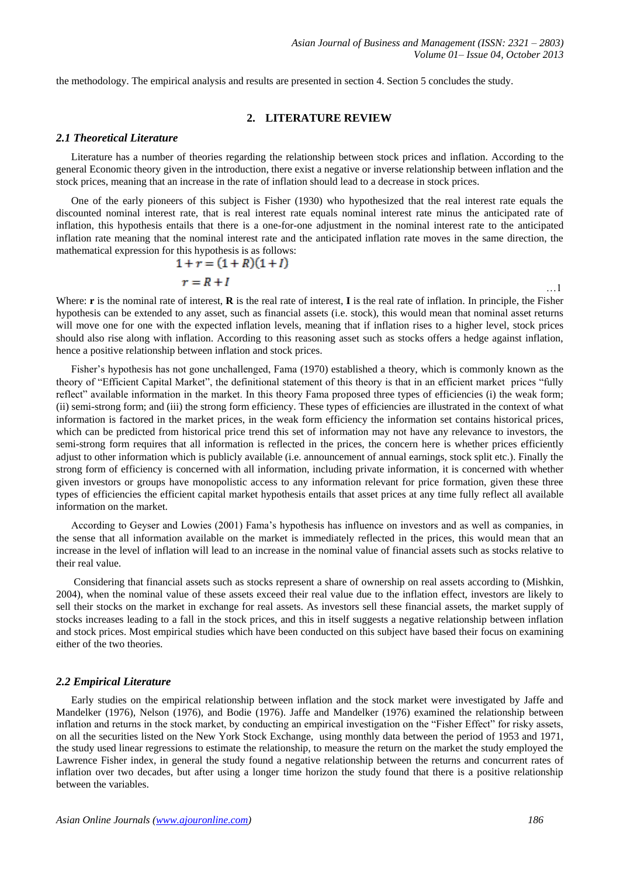the methodology. The empirical analysis and results are presented in section 4. Section 5 concludes the study.

## 2. LITERATURE REVIEW

### *2.1 Theoretical Literature*

Literature has a number of theories regarding the relationship between stock prices and inflation. According to the general Economic theory given in the introduction, there exist a negative or inverse relationship between inflation and the stock prices, meaning that an increase in the rate of inflation should lead to a decrease in stock prices.

One of the early pioneers of this subject is Fisher (1930) who hypothesized that the real interest rate equals the discounted nominal interest rate, that is real interest rate equals nominal interest rate minus the anticipated rate of inflation, this hypothesis entails that there is a one-for-one adjustment in the nominal interest rate to the anticipated inflation rate meaning that the nominal interest rate and the anticipated inflation rate moves in the same direction, the mathematical expression for this hypothesis is as follows:

$$1 + r = (1 + R)(1 + I)$$

$$r = R + I \qquad \ldots 1$$

Where: **r** is the nominal rate of interest, **R** is the real rate of interest, **I** is the real rate of inflation. In principle, the Fisher hypothesis can be extended to any asset, such as financial assets (i.e. stock), this would mean that nominal asset returns will move one for one with the expected inflation levels, meaning that if inflation rises to a higher level, stock prices should also rise along with inflation. According to this reasoning asset such as stocks offers a hedge against inflation, hence a positive relationship between inflation and stock prices.

Fisher's hypothesis has not gone unchallenged, Fama (1970) established a theory, which is commonly known as the theory of "Efficient Capital Market", the definitional statement of this theory is that in an efficient market prices "fully reflect" available information in the market. In this theory Fama proposed three types of efficiencies (i) the weak form; (ii) semi-strong form; and (iii) the strong form efficiency. These types of efficiencies are illustrated in the context of what information is factored in the market prices, in the weak form efficiency the information set contains historical prices, which can be predicted from historical price trend this set of information may not have any relevance to investors, the semi-strong form requires that all information is reflected in the prices, the concern here is whether prices efficiently adjust to other information which is publicly available (i.e. announcement of annual earnings, stock split etc.). Finally the strong form of efficiency is concerned with all information, including private information, it is concerned with whether given investors or groups have monopolistic access to any information relevant for price formation, given these three types of efficiencies the efficient capital market hypothesis entails that asset prices at any time fully reflect all available information on the market.

According to Geyser and Lowies (2001) Fama's hypothesis has influence on investors and as well as companies, in the sense that all information available on the market is immediately reflected in the prices, this would mean that an increase in the level of inflation will lead to an increase in the nominal value of financial assets such as stocks relative to their real value.

Considering that financial assets such as stocks represent a share of ownership on real assets according to (Mishkin, 2004), when the nominal value of these assets exceed their real value due to the inflation effect, investors are likely to sell their stocks on the market in exchange for real assets. As investors sell these financial assets, the market supply of stocks increases leading to a fall in the stock prices, and this in itself suggests a negative relationship between inflation and stock prices. Most empirical studies which have been conducted on this subject have based their focus on examining either of the two theories.

### *2.2 Empirical Literature*

Early studies on the empirical relationship between inflation and the stock market were investigated by Jaffe and Mandelker (1976), Nelson (1976), and Bodie (1976). Jaffe and Mandelker (1976) examined the relationship between inflation and returns in the stock market, by conducting an empirical investigation on the "Fisher Effect" for risky assets, on all the securities listed on the New York Stock Exchange, using monthly data between the period of 1953 and 1971, the study used linear regressions to estimate the relationship, to measure the return on the market the study employed the Lawrence Fisher index, in general the study found a negative relationship between the returns and concurrent rates of inflation over two decades, but after using a longer time horizon the study found that there is a positive relationship between the variables.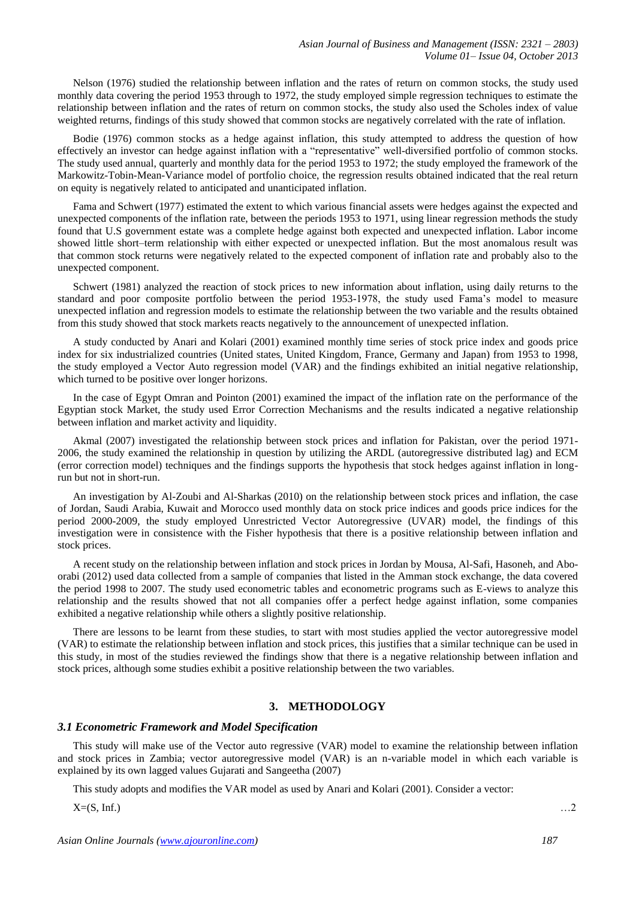Nelson (1976) studied the relationship between inflation and the rates of return on common stocks, the study used monthly data covering the period 1953 through to 1972, the study employed simple regression techniques to estimate the relationship between inflation and the rates of return on common stocks, the study also used the Scholes index of value weighted returns, findings of this study showed that common stocks are negatively correlated with the rate of inflation.

Bodie (1976) common stocks as a hedge against inflation, this study attempted to address the question of how effectively an investor can hedge against inflation with a "representative" well-diversified portfolio of common stocks. The study used annual, quarterly and monthly data for the period 1953 to 1972; the study employed the framework of the Markowitz-Tobin-Mean-Variance model of portfolio choice, the regression results obtained indicated that the real return on equity is negatively related to anticipated and unanticipated inflation.

Fama and Schwert (1977) estimated the extent to which various financial assets were hedges against the expected and unexpected components of the inflation rate, between the periods 1953 to 1971, using linear regression methods the study found that U.S government estate was a complete hedge against both expected and unexpected inflation. Labor income showed little short–term relationship with either expected or unexpected inflation. But the most anomalous result was that common stock returns were negatively related to the expected component of inflation rate and probably also to the unexpected component.

Schwert (1981) analyzed the reaction of stock prices to new information about inflation, using daily returns to the standard and poor composite portfolio between the period 1953-1978, the study used Fama's model to measure unexpected inflation and regression models to estimate the relationship between the two variable and the results obtained from this study showed that stock markets reacts negatively to the announcement of unexpected inflation.

A study conducted by Anari and Kolari (2001) examined monthly time series of stock price index and goods price index for six industrialized countries (United states, United Kingdom, France, Germany and Japan) from 1953 to 1998, the study employed a Vector Auto regression model (VAR) and the findings exhibited an initial negative relationship, which turned to be positive over longer horizons.

In the case of Egypt Omran and Pointon (2001) examined the impact of the inflation rate on the performance of the Egyptian stock Market, the study used Error Correction Mechanisms and the results indicated a negative relationship between inflation and market activity and liquidity.

Akmal (2007) investigated the relationship between stock prices and inflation for Pakistan, over the period 1971-2006, the study examined the relationship in question by utilizing the ARDL (autoregressive distributed lag) and ECM (error correction model) techniques and the findings supports the hypothesis that stock hedges against inflation in long-run but not in short-run.

An investigation by Al-Zoubi and Al-Sharkas (2010) on the relationship between stock prices and inflation, the case of Jordan, Saudi Arabia, Kuwait and Morocco used monthly data on stock price indices and goods price indices for the period 2000-2009, the study employed Unrestricted Vector Autoregressive (UVAR) model, the findings of this investigation were in consistence with the Fisher hypothesis that there is a positive relationship between inflation and stock prices.

A recent study on the relationship between inflation and stock prices in Jordan by Mousa, Al-Safi, Hasoneh, and Abo-orabi (2012) used data collected from a sample of companies that listed in the Amman stock exchange, the data covered the period 1998 to 2007. The study used econometric tables and econometric programs such as E-views to analyze this relationship and the results showed that not all companies offer a perfect hedge against inflation, some companies exhibited a negative relationship while others a slightly positive relationship.

There are lessons to be learnt from these studies, to start with most studies applied the vector autoregressive model (VAR) to estimate the relationship between inflation and stock prices, this justifies that a similar technique can be used in this study, in most of the studies reviewed the findings show that there is a negative relationship between inflation and stock prices, although some studies exhibit a positive relationship between the two variables.

## 3. METHODOLOGY

### *3.1 Econometric Framework and Model Specification*

This study will make use of the Vector auto regressive (VAR) model to examine the relationship between inflation and stock prices in Zambia; vector autoregressive model (VAR) is an n-variable model in which each variable is explained by its own lagged values Gujarati and Sangeetha (2007)

This study adopts and modifies the VAR model as used by Anari and Kolari (2001). Consider a vector:

$$X = (S, \text{Inf.}) \qquad \ldots 2$$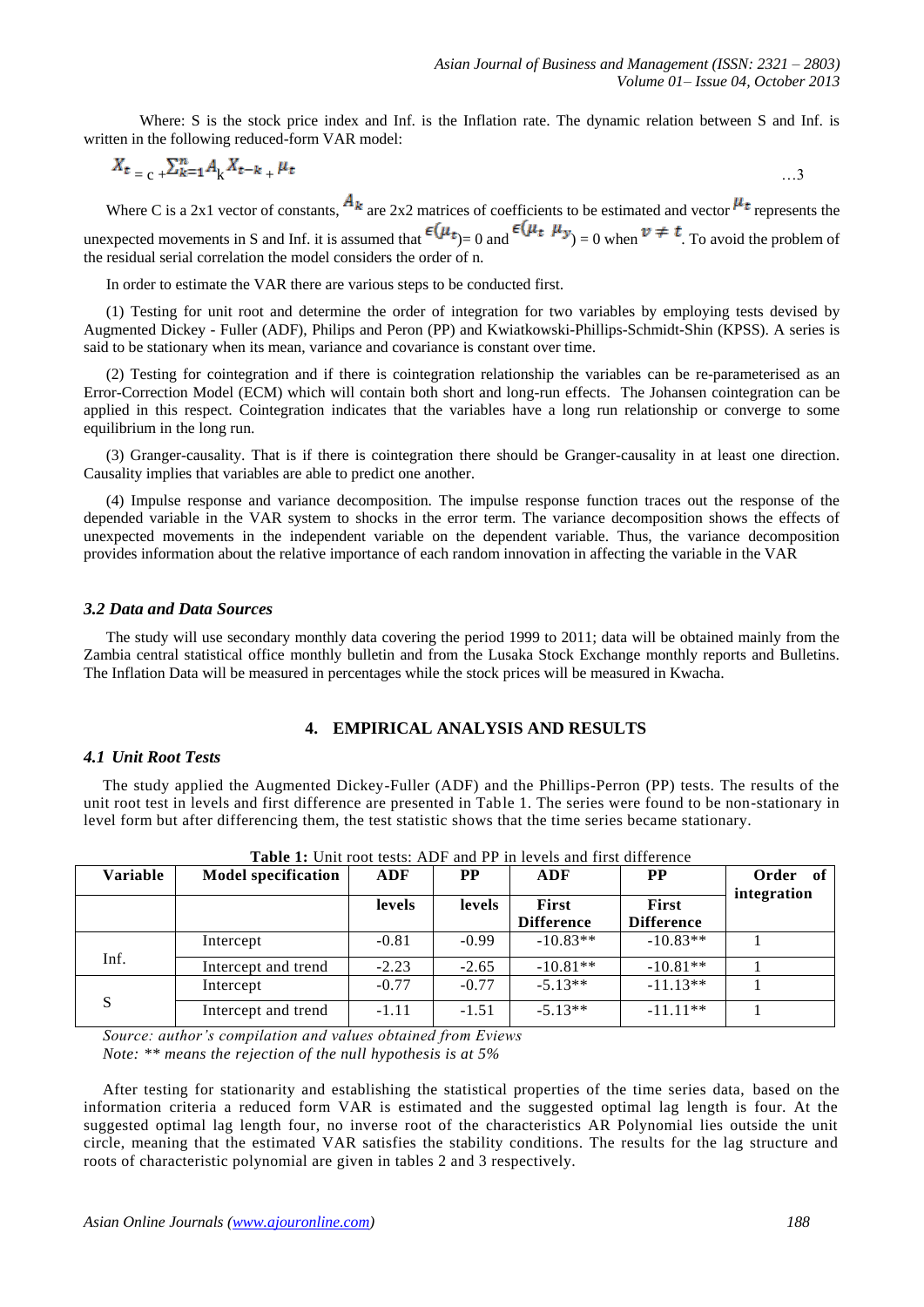Where: S is the stock price index and Inf. is the Inflation rate. The dynamic relation between S and Inf. is written in the following reduced-form VAR model:

$$X_t = c + \sum_{k=1}^{n} A_k X_{t-k} + \mu_t \quad \ldots 3$$

Where C is a 2x1 vector of constants, $A_k$ are 2x2 matrices of coefficients to be estimated and vector $\mu_t$ represents the unexpected movements in S and Inf. it is assumed that $\epsilon(\mu_t)$= 0 and $\epsilon(\mu_t \ \mu_y)$ = 0 when $v \neq t$. To avoid the problem of the residual serial correlation the model considers the order of n.

In order to estimate the VAR there are various steps to be conducted first.

(1) Testing for unit root and determine the order of integration for two variables by employing tests devised by Augmented Dickey - Fuller (ADF), Philips and Peron (PP) and Kwiatkowski-Phillips-Schmidt-Shin (KPSS). A series is said to be stationary when its mean, variance and covariance is constant over time.

(2) Testing for cointegration and if there is cointegration relationship the variables can be re-parameterised as an Error-Correction Model (ECM) which will contain both short and long-run effects. The Johansen cointegration can be applied in this respect. Cointegration indicates that the variables have a long run relationship or converge to some equilibrium in the long run.

(3) Granger-causality. That is if there is cointegration there should be Granger-causality in at least one direction. Causality implies that variables are able to predict one another.

(4) Impulse response and variance decomposition. The impulse response function traces out the response of the depended variable in the VAR system to shocks in the error term. The variance decomposition shows the effects of unexpected movements in the independent variable on the dependent variable. Thus, the variance decomposition provides information about the relative importance of each random innovation in affecting the variable in the VAR

### *3.2 Data and Data Sources*

The study will use secondary monthly data covering the period 1999 to 2011; data will be obtained mainly from the Zambia central statistical office monthly bulletin and from the Lusaka Stock Exchange monthly reports and Bulletins. The Inflation Data will be measured in percentages while the stock prices will be measured in Kwacha.

## 4. EMPIRICAL ANALYSIS AND RESULTS

### *4.1 Unit Root Tests*

The study applied the Augmented Dickey-Fuller (ADF) and the Phillips-Perron (PP) tests. The results of the unit root test in levels and first difference are presented in Table 1. The series were found to be non-stationary in level form but after differencing them, the test statistic shows that the time series became stationary.

**Table 1:** Unit root tests: ADF and PP in levels and first difference

| Variable | Model specification | ADF | PP | ADF | PP | Order of integration |
|---|---|---|---|---|---|---|
| | | levels | levels | First Difference | First Difference | |
| Inf. | Intercept | -0.81 | -0.99 | -10.83** | -10.83** | 1 |
| | Intercept and trend | -2.23 | -2.65 | -10.81** | -10.81** | 1 |
| S | Intercept | -0.77 | -0.77 | -5.13** | -11.13** | 1 |
| | Intercept and trend | -1.11 | -1.51 | -5.13** | -11.11** | 1 |

*Source: author's compilation and values obtained from Eviews*
*Note: ** means the rejection of the null hypothesis is at 5%*

After testing for stationarity and establishing the statistical properties of the time series data, based on the information criteria a reduced form VAR is estimated and the suggested optimal lag length is four. At the suggested optimal lag length four, no inverse root of the characteristics AR Polynomial lies outside the unit circle, meaning that the estimated VAR satisfies the stability conditions. The results for the lag structure and roots of characteristic polynomial are given in tables 2 and 3 respectively.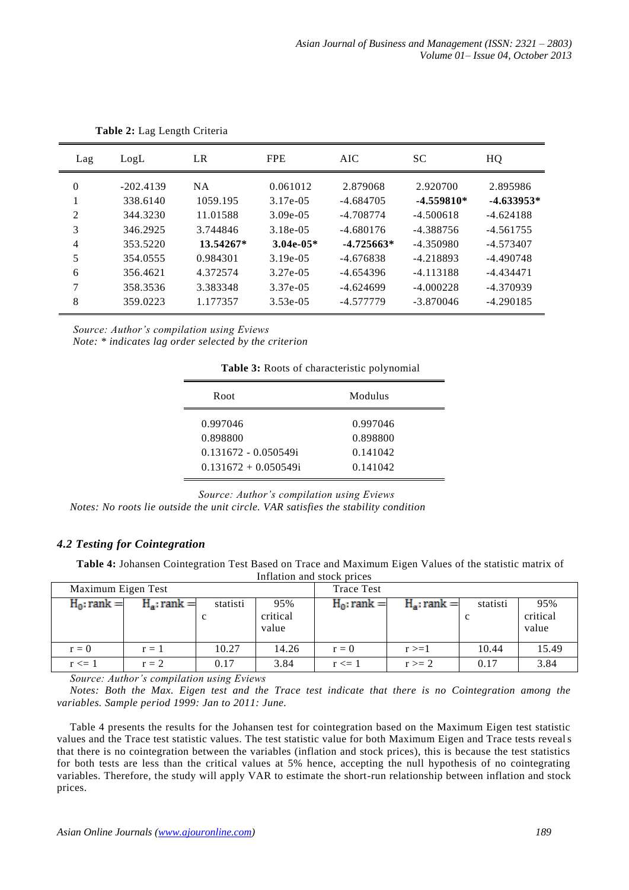**Table 2:** Lag Length Criteria

| Lag | LogL | LR | FPE | AIC | SC | HQ |
|---|---|---|---|---|---|---|
| 0 | -202.4139 | NA | 0.061012 | 2.879068 | 2.920700 | 2.895986 |
| 1 | 338.6140 | 1059.195 | 3.17e-05 | -4.684705 | **-4.559810*** | **-4.633953*** |
| 2 | 344.3230 | 11.01588 | 3.09e-05 | -4.708774 | -4.500618 | -4.624188 |
| 3 | 346.2925 | 3.744846 | 3.18e-05 | -4.680176 | -4.388756 | -4.561755 |
| 4 | 353.5220 | **13.54267*** | **3.04e-05*** | **-4.725663*** | -4.350980 | -4.573407 |
| 5 | 354.0555 | 0.984301 | 3.19e-05 | -4.676838 | -4.218893 | -4.490748 |
| 6 | 356.4621 | 4.372574 | 3.27e-05 | -4.654396 | -4.113188 | -4.434471 |
| 7 | 358.3536 | 3.383348 | 3.37e-05 | -4.624699 | -4.000228 | -4.370939 |
| 8 | 359.0223 | 1.177357 | 3.53e-05 | -4.577779 | -3.870046 | -4.290185 |

*Source: Author's compilation using Eviews*
*Note: * indicates lag order selected by the criterion*

**Table 3:** Roots of characteristic polynomial

| Root | Modulus |
|---|---|
| 0.997046 | 0.997046 |
| 0.898800 | 0.898800 |
| 0.131672 - 0.050549i | 0.141042 |
| 0.131672 + 0.050549i | 0.141042 |

*Source: Author's compilation using Eviews*
*Notes: No roots lie outside the unit circle. VAR satisfies the stability condition*

### *4.2 Testing for Cointegration*

**Table 4:** Johansen Cointegration Test Based on Trace and Maximum Eigen Values of the statistic matrix of Inflation and stock prices

| Maximum Eigen Test | | | | Trace Test | | | |
|---|---|---|---|---|---|---|---|
| $H_0$: rank = | $H_a$: rank = | statistic | 95% critical value | $H_0$: rank = | $H_a$: rank = | statistic | 95% critical value |
| r = 0 | r = 1 | 10.27 | 14.26 | r = 0 | r >=1 | 10.44 | 15.49 |
| r <= 1 | r = 2 | 0.17 | 3.84 | r <= 1 | r >= 2 | 0.17 | 3.84 |

*Source: Author's compilation using Eviews*
*Notes: Both the Max. Eigen test and the Trace test indicate that there is no Cointegration among the variables. Sample period 1999: Jan to 2011: June.*

Table 4 presents the results for the Johansen test for cointegration based on the Maximum Eigen test statistic values and the Trace test statistic values. The test statistic value for both Maximum Eigen and Trace tests reveals that there is no cointegration between the variables (inflation and stock prices), this is because the test statistics for both tests are less than the critical values at 5% hence, accepting the null hypothesis of no cointegrating variables. Therefore, the study will apply VAR to estimate the short-run relationship between inflation and stock prices.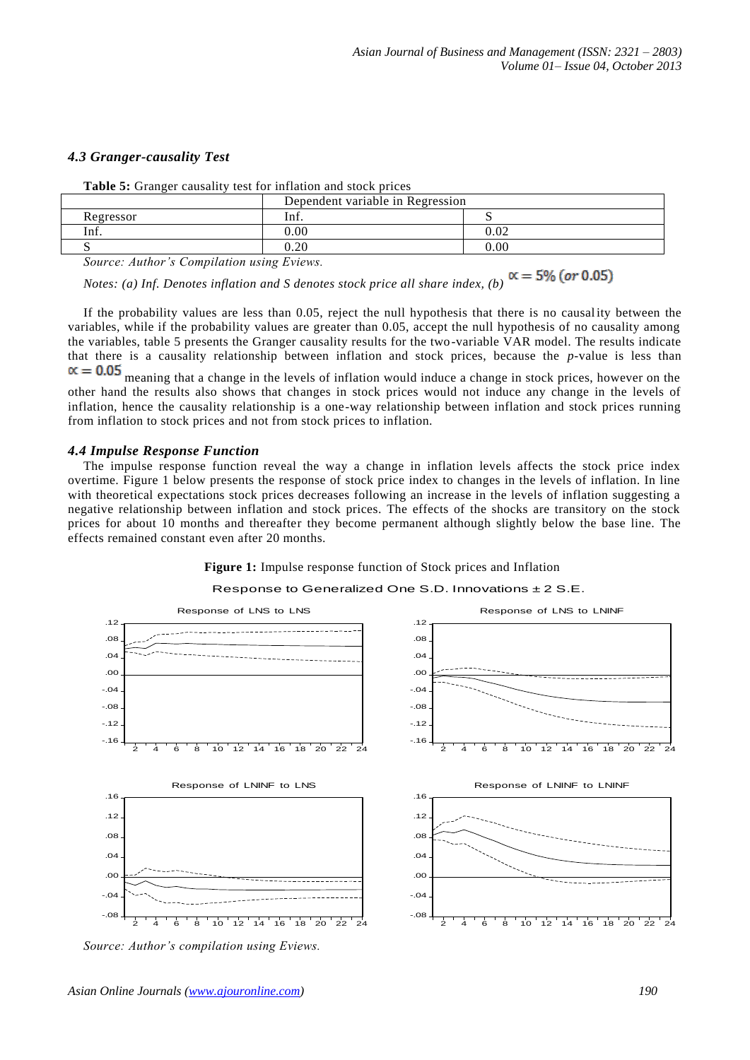### *4.3 Granger-causality Test*

**Table 5:** Granger causality test for inflation and stock prices

| | Dependent variable in Regression | |
|---|---|---|
| Regressor | Inf. | S |
| Inf. | 0.00 | 0.02 |
| S | 0.20 | 0.00 |

*Source: Author's Compilation using Eviews.*

*Notes: (a) Inf. Denotes inflation and S denotes stock price all share index, (b)* $\propto = 5\%$ *(or 0.05)*

If the probability values are less than 0.05, reject the null hypothesis that there is no causality between the variables, while if the probability values are greater than 0.05, accept the null hypothesis of no causality among the variables, table 5 presents the Granger causality results for the two-variable VAR model. The results indicate that there is a causality relationship between inflation and stock prices, because the *p*-value is less than $\propto = 0.05$ meaning that a change in the levels of inflation would induce a change in stock prices, however on the other hand the results also shows that changes in stock prices would not induce any change in the levels of inflation, hence the causality relationship is a one-way relationship between inflation and stock prices running from inflation to stock prices and not from stock prices to inflation.

### *4.4 Impulse Response Function*

The impulse response function reveal the way a change in inflation levels affects the stock price index overtime. Figure 1 below presents the response of stock price index to changes in the levels of inflation. In line with theoretical expectations stock prices decreases following an increase in the levels of inflation suggesting a negative relationship between inflation and stock prices. The effects of the shocks are transitory on the stock prices for about 10 months and thereafter they become permanent although slightly below the base line. The effects remained constant even after 20 months.

**Figure 1:** Impulse response function of Stock prices and Inflation

Response to Generalized One S.D. Innovations ± 2 S.E.

*Source: Author's compilation using Eviews.*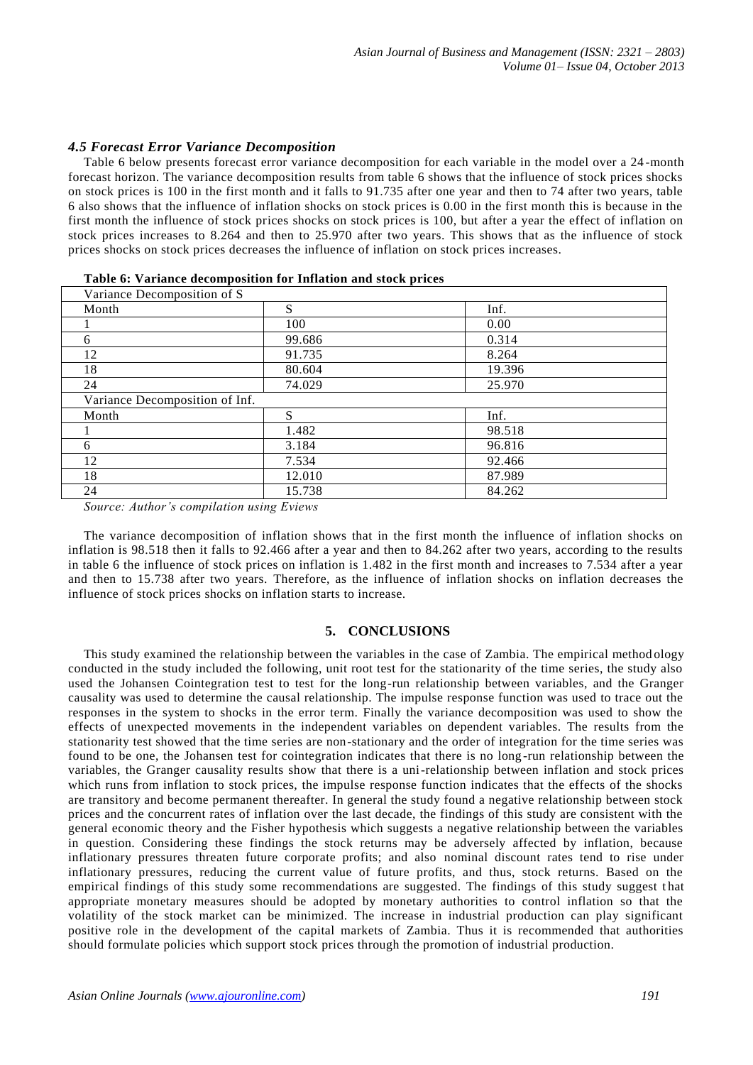### *4.5 Forecast Error Variance Decomposition*

Table 6 below presents forecast error variance decomposition for each variable in the model over a 24-month forecast horizon. The variance decomposition results from table 6 shows that the influence of stock prices shocks on stock prices is 100 in the first month and it falls to 91.735 after one year and then to 74 after two years, table 6 also shows that the influence of inflation shocks on stock prices is 0.00 in the first month this is because in the first month the influence of stock prices shocks on stock prices is 100, but after a year the effect of inflation on stock prices increases to 8.264 and then to 25.970 after two years. This shows that as the influence of stock prices shocks on stock prices decreases the influence of inflation on stock prices increases.

**Table 6: Variance decomposition for Inflation and stock prices**

| Variance Decomposition of S | | |
|---|---|---|
| Month | S | Inf. |
| 1 | 100 | 0.00 |
| 6 | 99.686 | 0.314 |
| 12 | 91.735 | 8.264 |
| 18 | 80.604 | 19.396 |
| 24 | 74.029 | 25.970 |
| **Variance Decomposition of Inf.** | | |
| Month | S | Inf. |
| 1 | 1.482 | 98.518 |
| 6 | 3.184 | 96.816 |
| 12 | 7.534 | 92.466 |
| 18 | 12.010 | 87.989 |
| 24 | 15.738 | 84.262 |

*Source: Author's compilation using Eviews*

The variance decomposition of inflation shows that in the first month the influence of inflation shocks on inflation is 98.518 then it falls to 92.466 after a year and then to 84.262 after two years, according to the results in table 6 the influence of stock prices on inflation is 1.482 in the first month and increases to 7.534 after a year and then to 15.738 after two years. Therefore, as the influence of inflation shocks on inflation decreases the influence of stock prices shocks on inflation starts to increase.

## 5. CONCLUSIONS

This study examined the relationship between the variables in the case of Zambia. The empirical methodology conducted in the study included the following, unit root test for the stationarity of the time series, the study also used the Johansen Cointegration test to test for the long-run relationship between variables, and the Granger causality was used to determine the causal relationship. The impulse response function was used to trace out the responses in the system to shocks in the error term. Finally the variance decomposition was used to show the effects of unexpected movements in the independent variables on dependent variables. The results from the stationarity test showed that the time series are non-stationary and the order of integration for the time series was found to be one, the Johansen test for cointegration indicates that there is no long-run relationship between the variables, the Granger causality results show that there is a uni-relationship between inflation and stock prices which runs from inflation to stock prices, the impulse response function indicates that the effects of the shocks are transitory and become permanent thereafter. In general the study found a negative relationship between stock prices and the concurrent rates of inflation over the last decade, the findings of this study are consistent with the general economic theory and the Fisher hypothesis which suggests a negative relationship between the variables in question. Considering these findings the stock returns may be adversely affected by inflation, because inflationary pressures threaten future corporate profits; and also nominal discount rates tend to rise under inflationary pressures, reducing the current value of future profits, and thus, stock returns. Based on the empirical findings of this study some recommendations are suggested. The findings of this study suggest that appropriate monetary measures should be adopted by monetary authorities to control inflation so that the volatility of the stock market can be minimized. The increase in industrial production can play significant positive role in the development of the capital markets of Zambia. Thus it is recommended that authorities should formulate policies which support stock prices through the promotion of industrial production.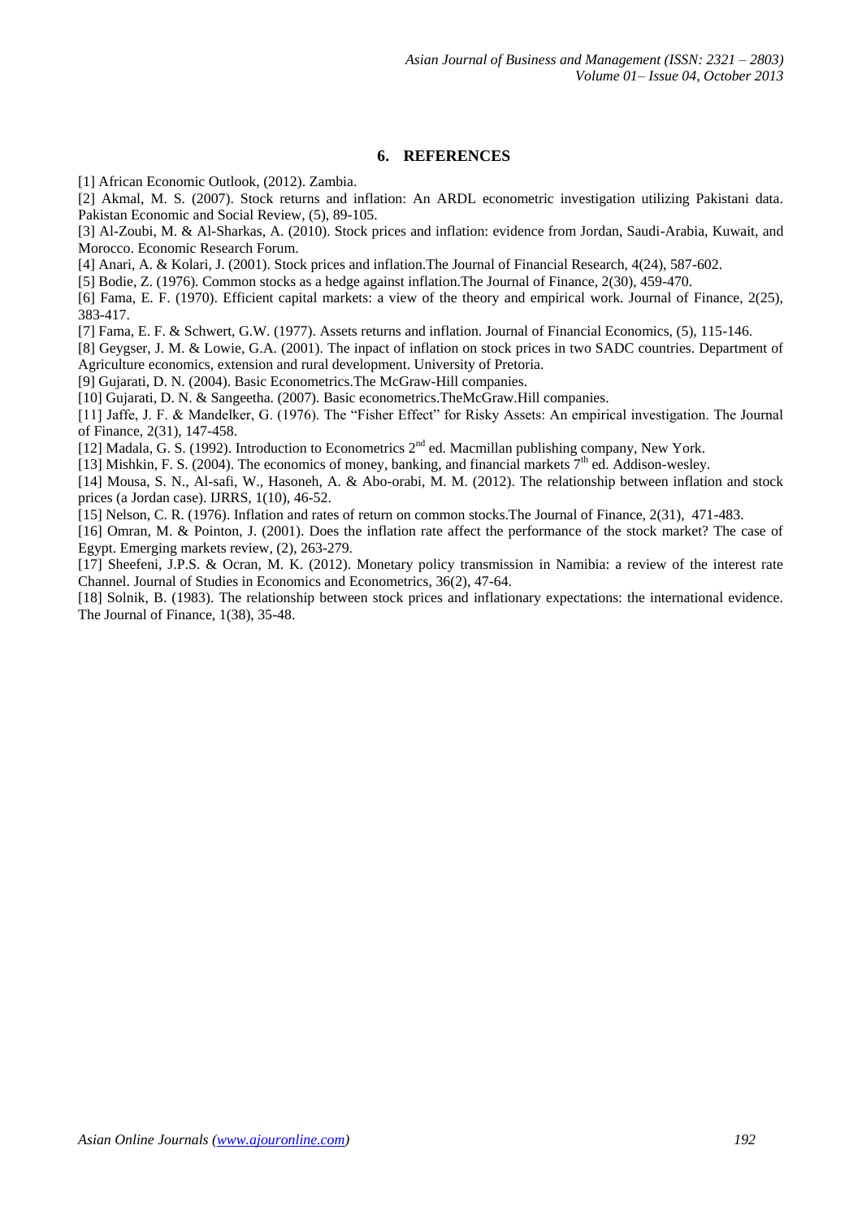## 6. REFERENCES

[1] African Economic Outlook, (2012). Zambia.

[2] Akmal, M. S. (2007). Stock returns and inflation: An ARDL econometric investigation utilizing Pakistani data. Pakistan Economic and Social Review, (5), 89-105.

[3] Al-Zoubi, M. & Al-Sharkas, A. (2010). Stock prices and inflation: evidence from Jordan, Saudi-Arabia, Kuwait, and Morocco. Economic Research Forum.

[4] Anari, A. & Kolari, J. (2001). Stock prices and inflation.The Journal of Financial Research, 4(24), 587-602.

[5] Bodie, Z. (1976). Common stocks as a hedge against inflation.The Journal of Finance, 2(30), 459-470.

[6] Fama, E. F. (1970). Efficient capital markets: a view of the theory and empirical work. Journal of Finance, 2(25), 383-417.

[7] Fama, E. F. & Schwert, G.W. (1977). Assets returns and inflation. Journal of Financial Economics, (5), 115-146.

[8] Geygser, J. M. & Lowie, G.A. (2001). The inpact of inflation on stock prices in two SADC countries. Department of Agriculture economics, extension and rural development. University of Pretoria.

[9] Gujarati, D. N. (2004). Basic Econometrics.The McGraw-Hill companies.

[10] Gujarati, D. N. & Sangeetha. (2007). Basic econometrics.TheMcGraw.Hill companies.

[11] Jaffe, J. F. & Mandelker, G. (1976). The "Fisher Effect" for Risky Assets: An empirical investigation. The Journal of Finance, 2(31), 147-458.

[12] Madala, G. S. (1992). Introduction to Econometrics 2nd ed. Macmillan publishing company, New York.

[13] Mishkin, F. S. (2004). The economics of money, banking, and financial markets 7th ed. Addison-wesley.

[14] Mousa, S. N., Al-safi, W., Hasoneh, A. & Abo-orabi, M. M. (2012). The relationship between inflation and stock prices (a Jordan case). IJRRS, 1(10), 46-52.

[15] Nelson, C. R. (1976). Inflation and rates of return on common stocks.The Journal of Finance, 2(31), 471-483.

[16] Omran, M. & Pointon, J. (2001). Does the inflation rate affect the performance of the stock market? The case of Egypt. Emerging markets review, (2), 263-279.

[17] Sheefeni, J.P.S. & Ocran, M. K. (2012). Monetary policy transmission in Namibia: a review of the interest rate Channel. Journal of Studies in Economics and Econometrics, 36(2), 47-64.

[18] Solnik, B. (1983). The relationship between stock prices and inflationary expectations: the international evidence. The Journal of Finance, 1(38), 35-48.